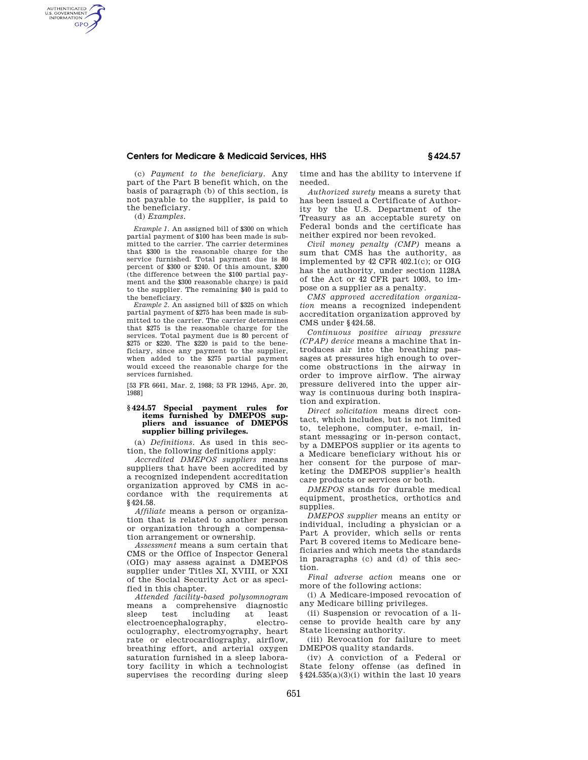(c) *Payment to the beneficiary.* Any part of the Part B benefit which, on the basis of paragraph (b) of this section, is not payable to the supplier, is paid to the beneficiary.

(d) *Examples.*

*Example 1.* An assigned bill of $300 on which partial payment of $100 has been made is submitted to the carrier. The carrier determines that $300 is the reasonable charge for the service furnished. Total payment due is 80 percent of $300 or $240. Of this amount, $200 (the difference between the $100 partial payment and the $300 reasonable charge) is paid to the supplier. The remaining $40 is paid to the beneficiary.

*Example 2.* An assigned bill of $325 on which partial payment of $275 has been made is submitted to the carrier. The carrier determines that $275 is the reasonable charge for the services. Total payment due is 80 percent of $275 or $220. The $220 is paid to the beneficiary, since any payment to the supplier, when added to the $275 partial payment would exceed the reasonable charge for the services furnished.

[53 FR 6641, Mar. 2, 1988; 53 FR 12945, Apr. 20, 1988]

### § 424.57 Special payment rules for items furnished by DMEPOS suppliers and issuance of DMEPOS supplier billing privileges.

(a) *Definitions.* As used in this section, the following definitions apply:

*Accredited DMEPOS suppliers* means suppliers that have been accredited by a recognized independent accreditation organization approved by CMS in accordance with the requirements at §424.58.

*Affiliate* means a person or organization that is related to another person or organization through a compensation arrangement or ownership.

*Assessment* means a sum certain that CMS or the Office of Inspector General (OIG) may assess against a DMEPOS supplier under Titles XI, XVIII, or XXI of the Social Security Act or as specified in this chapter.

*Attended facility-based polysomnogram* means a comprehensive diagnostic sleep test including at least electroencephalography, electro-oculography, electromyography, heart rate or electrocardiography, airflow, breathing effort, and arterial oxygen saturation furnished in a sleep laboratory facility in which a technologist supervises the recording during sleep time and has the ability to intervene if needed.

*Authorized surety* means a surety that has been issued a Certificate of Authority by the U.S. Department of the Treasury as an acceptable surety on Federal bonds and the certificate has neither expired nor been revoked.

*Civil money penalty (CMP)* means a sum that CMS has the authority, as implemented by 42 CFR 402.1(c); or OIG has the authority, under section 1128A of the Act or 42 CFR part 1003, to impose on a supplier as a penalty.

*CMS approved accreditation organization* means a recognized independent accreditation organization approved by CMS under §424.58.

*Continuous positive airway pressure (CPAP) device* means a machine that introduces air into the breathing passages at pressures high enough to overcome obstructions in the airway in order to improve airflow. The airway pressure delivered into the upper airway is continuous during both inspiration and expiration.

*Direct solicitation* means direct contact, which includes, but is not limited to, telephone, computer, e-mail, instant messaging or in-person contact, by a DMEPOS supplier or its agents to a Medicare beneficiary without his or her consent for the purpose of marketing the DMEPOS supplier's health care products or services or both.

*DMEPOS* stands for durable medical equipment, prosthetics, orthotics and supplies.

*DMEPOS supplier* means an entity or individual, including a physician or a Part A provider, which sells or rents Part B covered items to Medicare beneficiaries and which meets the standards in paragraphs (c) and (d) of this section.

*Final adverse action* means one or more of the following actions:

(i) A Medicare-imposed revocation of any Medicare billing privileges.

(ii) Suspension or revocation of a license to provide health care by any State licensing authority.

(iii) Revocation for failure to meet DMEPOS quality standards.

(iv) A conviction of a Federal or State felony offense (as defined in §424.535(a)(3)(i) within the last 10 years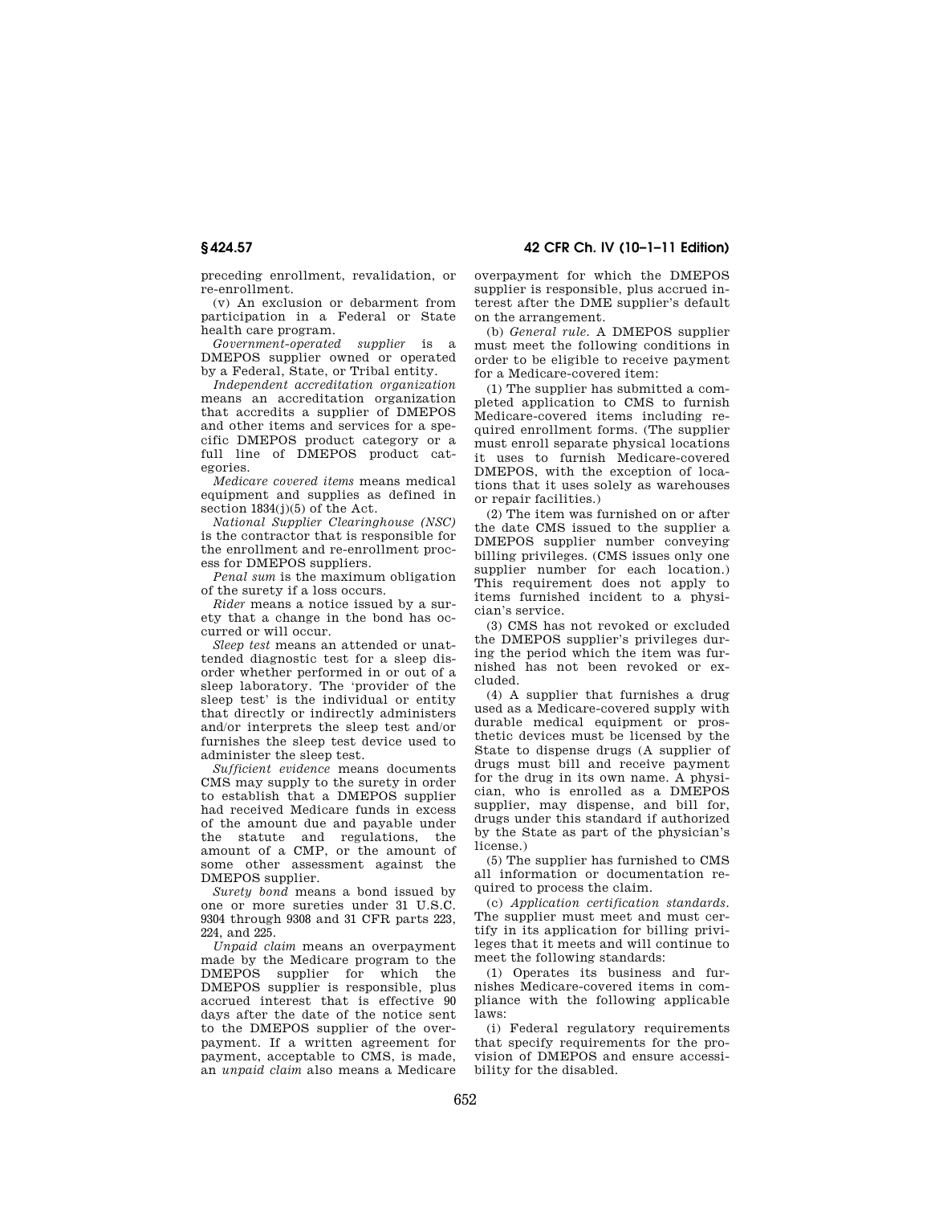preceding enrollment, revalidation, or re-enrollment.

(v) An exclusion or debarment from participation in a Federal or State health care program.

*Government-operated supplier* is a DMEPOS supplier owned or operated by a Federal, State, or Tribal entity.

*Independent accreditation organization* means an accreditation organization that accredits a supplier of DMEPOS and other items and services for a specific DMEPOS product category or a full line of DMEPOS product categories.

*Medicare covered items* means medical equipment and supplies as defined in section 1834(j)(5) of the Act.

*National Supplier Clearinghouse (NSC)* is the contractor that is responsible for the enrollment and re-enrollment process for DMEPOS suppliers.

*Penal sum* is the maximum obligation of the surety if a loss occurs.

*Rider* means a notice issued by a surety that a change in the bond has occurred or will occur.

*Sleep test* means an attended or unattended diagnostic test for a sleep disorder whether performed in or out of a sleep laboratory. The 'provider of the sleep test' is the individual or entity that directly or indirectly administers and/or interprets the sleep test and/or furnishes the sleep test device used to administer the sleep test.

*Sufficient evidence* means documents CMS may supply to the surety in order to establish that a DMEPOS supplier had received Medicare funds in excess of the amount due and payable under the statute and regulations, the amount of a CMP, or the amount of some other assessment against the DMEPOS supplier.

*Surety bond* means a bond issued by one or more sureties under 31 U.S.C. 9304 through 9308 and 31 CFR parts 223, 224, and 225.

*Unpaid claim* means an overpayment made by the Medicare program to the DMEPOS supplier for which the DMEPOS supplier is responsible, plus accrued interest that is effective 90 days after the date of the notice sent to the DMEPOS supplier of the overpayment. If a written agreement for payment, acceptable to CMS, is made, an *unpaid claim* also means a Medicare overpayment for which the DMEPOS supplier is responsible, plus accrued interest after the DME supplier's default on the arrangement.

(b) *General rule.* A DMEPOS supplier must meet the following conditions in order to be eligible to receive payment for a Medicare-covered item:

(1) The supplier has submitted a completed application to CMS to furnish Medicare-covered items including required enrollment forms. (The supplier must enroll separate physical locations it uses to furnish Medicare-covered DMEPOS, with the exception of locations that it uses solely as warehouses or repair facilities.)

(2) The item was furnished on or after the date CMS issued to the supplier a DMEPOS supplier number conveying billing privileges. (CMS issues only one supplier number for each location.) This requirement does not apply to items furnished incident to a physician's service.

(3) CMS has not revoked or excluded the DMEPOS supplier's privileges during the period which the item was furnished has not been revoked or excluded.

(4) A supplier that furnishes a drug used as a Medicare-covered supply with durable medical equipment or prosthetic devices must be licensed by the State to dispense drugs (A supplier of drugs must bill and receive payment for the drug in its own name. A physician, who is enrolled as a DMEPOS supplier, may dispense, and bill for, drugs under this standard if authorized by the State as part of the physician's license.)

(5) The supplier has furnished to CMS all information or documentation required to process the claim.

(c) *Application certification standards.* The supplier must meet and must certify in its application for billing privileges that it meets and will continue to meet the following standards:

(1) Operates its business and furnishes Medicare-covered items in compliance with the following applicable laws:

(i) Federal regulatory requirements that specify requirements for the provision of DMEPOS and ensure accessibility for the disabled.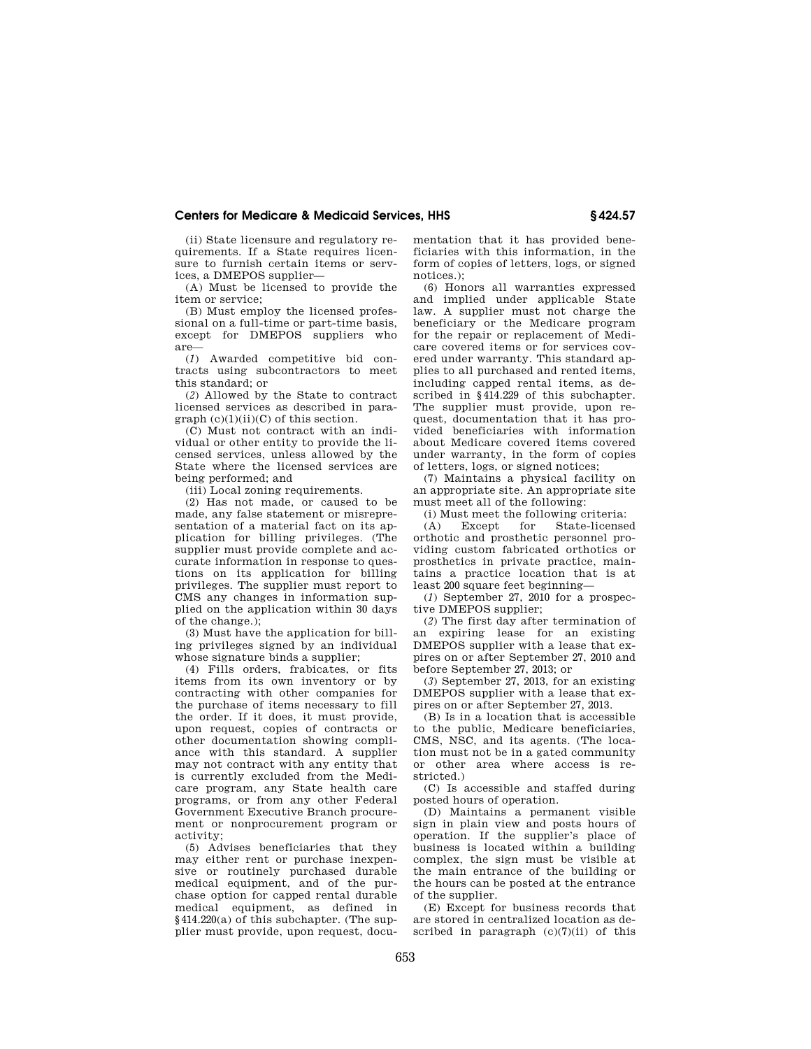(ii) State licensure and regulatory requirements. If a State requires licensure to furnish certain items or services, a DMEPOS supplier—

(A) Must be licensed to provide the item or service;

(B) Must employ the licensed professional on a full-time or part-time basis, except for DMEPOS suppliers who are—

(*1*) Awarded competitive bid contracts using subcontractors to meet this standard; or

(*2*) Allowed by the State to contract licensed services as described in paragraph (c)(1)(ii)(C) of this section.

(C) Must not contract with an individual or other entity to provide the licensed services, unless allowed by the State where the licensed services are being performed; and

(iii) Local zoning requirements.

(2) Has not made, or caused to be made, any false statement or misrepresentation of a material fact on its application for billing privileges. (The supplier must provide complete and accurate information in response to questions on its application for billing privileges. The supplier must report to CMS any changes in information supplied on the application within 30 days of the change.);

(3) Must have the application for billing privileges signed by an individual whose signature binds a supplier;

(4) Fills orders, frabicates, or fits items from its own inventory or by contracting with other companies for the purchase of items necessary to fill the order. If it does, it must provide, upon request, copies of contracts or other documentation showing compliance with this standard. A supplier may not contract with any entity that is currently excluded from the Medicare program, any State health care programs, or from any other Federal Government Executive Branch procurement or nonprocurement program or activity;

(5) Advises beneficiaries that they may either rent or purchase inexpensive or routinely purchased durable medical equipment, and of the purchase option for capped rental durable medical equipment, as defined in §414.220(a) of this subchapter. (The supplier must provide, upon request, documentation that it has provided beneficiaries with this information, in the form of copies of letters, logs, or signed notices.);

(6) Honors all warranties expressed and implied under applicable State law. A supplier must not charge the beneficiary or the Medicare program for the repair or replacement of Medicare covered items or for services covered under warranty. This standard applies to all purchased and rented items, including capped rental items, as described in §414.229 of this subchapter. The supplier must provide, upon request, documentation that it has provided beneficiaries with information about Medicare covered items covered under warranty, in the form of copies of letters, logs, or signed notices;

(7) Maintains a physical facility on an appropriate site. An appropriate site must meet all of the following:

(i) Must meet the following criteria:

(A) Except for State-licensed orthotic and prosthetic personnel providing custom fabricated orthotics or prosthetics in private practice, maintains a practice location that is at least 200 square feet beginning—

(*1*) September 27, 2010 for a prospective DMEPOS supplier;

(*2*) The first day after termination of an expiring lease for an existing DMEPOS supplier with a lease that expires on or after September 27, 2010 and before September 27, 2013; or

(*3*) September 27, 2013, for an existing DMEPOS supplier with a lease that expires on or after September 27, 2013.

(B) Is in a location that is accessible to the public, Medicare beneficiaries, CMS, NSC, and its agents. (The location must not be in a gated community or other area where access is restricted.)

(C) Is accessible and staffed during posted hours of operation.

(D) Maintains a permanent visible sign in plain view and posts hours of operation. If the supplier's place of business is located within a building complex, the sign must be visible at the main entrance of the building or the hours can be posted at the entrance of the supplier.

(E) Except for business records that are stored in centralized location as described in paragraph (c)(7)(ii) of this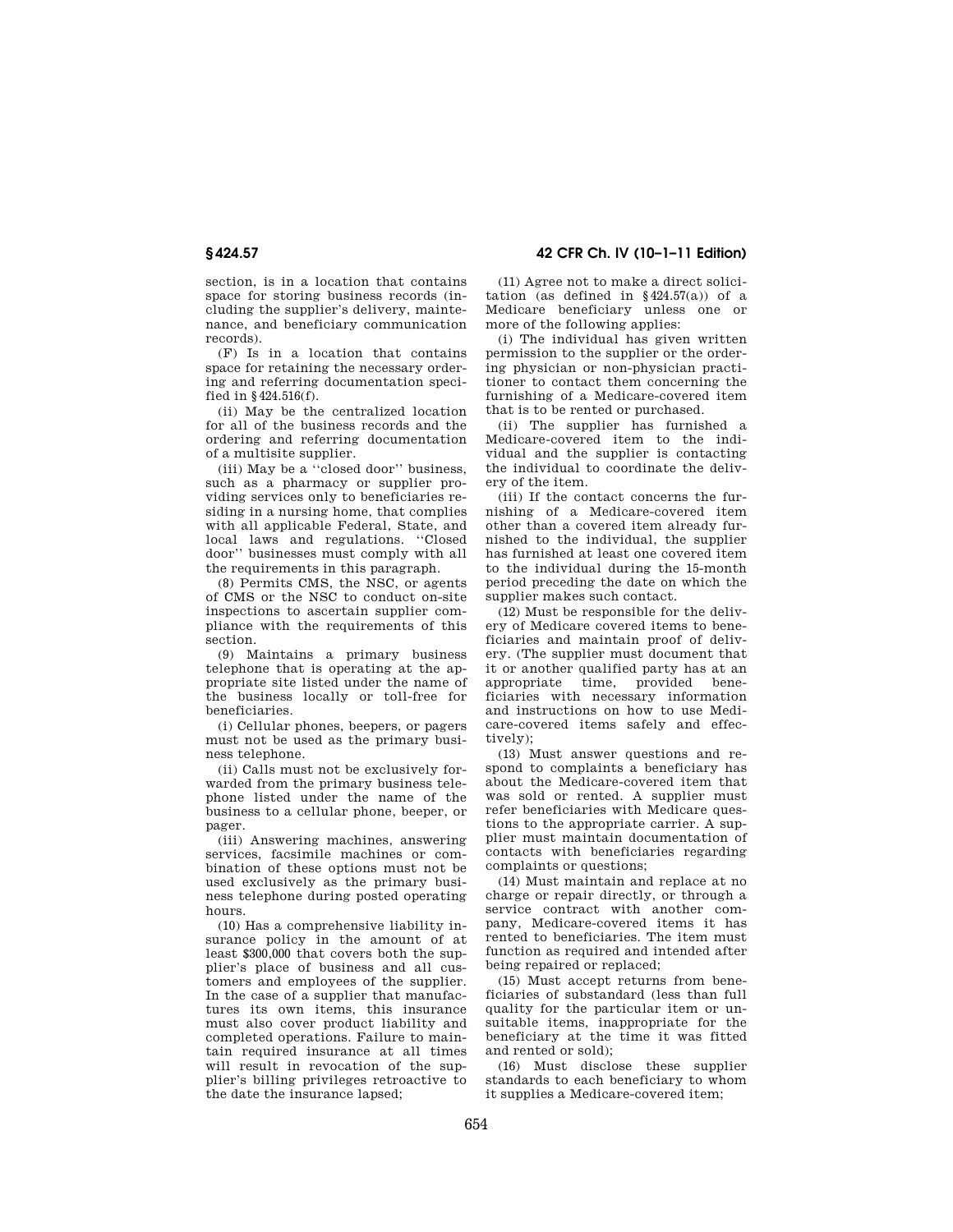section, is in a location that contains space for storing business records (including the supplier's delivery, maintenance, and beneficiary communication records).

(F) Is in a location that contains space for retaining the necessary ordering and referring documentation specified in §424.516(f).

(ii) May be the centralized location for all of the business records and the ordering and referring documentation of a multisite supplier.

(iii) May be a ''closed door'' business, such as a pharmacy or supplier providing services only to beneficiaries residing in a nursing home, that complies with all applicable Federal, State, and local laws and regulations. ''Closed door'' businesses must comply with all the requirements in this paragraph.

(8) Permits CMS, the NSC, or agents of CMS or the NSC to conduct on-site inspections to ascertain supplier compliance with the requirements of this section.

(9) Maintains a primary business telephone that is operating at the appropriate site listed under the name of the business locally or toll-free for beneficiaries.

(i) Cellular phones, beepers, or pagers must not be used as the primary business telephone.

(ii) Calls must not be exclusively forwarded from the primary business telephone listed under the name of the business to a cellular phone, beeper, or pager.

(iii) Answering machines, answering services, facsimile machines or combination of these options must not be used exclusively as the primary business telephone during posted operating hours.

(10) Has a comprehensive liability insurance policy in the amount of at least $300,000 that covers both the supplier's place of business and all customers and employees of the supplier. In the case of a supplier that manufactures its own items, this insurance must also cover product liability and completed operations. Failure to maintain required insurance at all times will result in revocation of the supplier's billing privileges retroactive to the date the insurance lapsed;

(11) Agree not to make a direct solicitation (as defined in §424.57(a)) of a Medicare beneficiary unless one or more of the following applies:

(i) The individual has given written permission to the supplier or the ordering physician or non-physician practitioner to contact them concerning the furnishing of a Medicare-covered item that is to be rented or purchased.

(ii) The supplier has furnished a Medicare-covered item to the individual and the supplier is contacting the individual to coordinate the delivery of the item.

(iii) If the contact concerns the furnishing of a Medicare-covered item other than a covered item already furnished to the individual, the supplier has furnished at least one covered item to the individual during the 15-month period preceding the date on which the supplier makes such contact.

(12) Must be responsible for the delivery of Medicare covered items to beneficiaries and maintain proof of delivery. (The supplier must document that it or another qualified party has at an appropriate time, provided beneficiaries with necessary information and instructions on how to use Medicare-covered items safely and effectively);

(13) Must answer questions and respond to complaints a beneficiary has about the Medicare-covered item that was sold or rented. A supplier must refer beneficiaries with Medicare questions to the appropriate carrier. A supplier must maintain documentation of contacts with beneficiaries regarding complaints or questions;

(14) Must maintain and replace at no charge or repair directly, or through a service contract with another company, Medicare-covered items it has rented to beneficiaries. The item must function as required and intended after being repaired or replaced;

(15) Must accept returns from beneficiaries of substandard (less than full quality for the particular item or unsuitable items, inappropriate for the beneficiary at the time it was fitted and rented or sold);

(16) Must disclose these supplier standards to each beneficiary to whom it supplies a Medicare-covered item;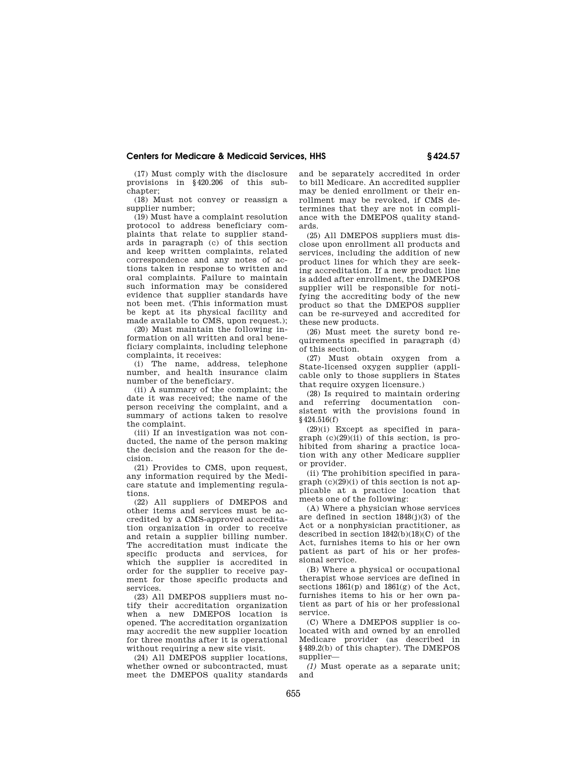(17) Must comply with the disclosure provisions in §420.206 of this subchapter;

(18) Must not convey or reassign a supplier number;

(19) Must have a complaint resolution protocol to address beneficiary complaints that relate to supplier standards in paragraph (c) of this section and keep written complaints, related correspondence and any notes of actions taken in response to written and oral complaints. Failure to maintain such information may be considered evidence that supplier standards have not been met. (This information must be kept at its physical facility and made available to CMS, upon request.);

(20) Must maintain the following information on all written and oral beneficiary complaints, including telephone complaints, it receives:

(i) The name, address, telephone number, and health insurance claim number of the beneficiary.

(ii) A summary of the complaint; the date it was received; the name of the person receiving the complaint, and a summary of actions taken to resolve the complaint.

(iii) If an investigation was not conducted, the name of the person making the decision and the reason for the decision.

(21) Provides to CMS, upon request, any information required by the Medicare statute and implementing regulations.

(22) All suppliers of DMEPOS and other items and services must be accredited by a CMS-approved accreditation organization in order to receive and retain a supplier billing number. The accreditation must indicate the specific products and services, for which the supplier is accredited in order for the supplier to receive payment for those specific products and services.

(23) All DMEPOS suppliers must notify their accreditation organization when a new DMEPOS location is opened. The accreditation organization may accredit the new supplier location for three months after it is operational without requiring a new site visit.

(24) All DMEPOS supplier locations, whether owned or subcontracted, must meet the DMEPOS quality standards and be separately accredited in order to bill Medicare. An accredited supplier may be denied enrollment or their enrollment may be revoked, if CMS determines that they are not in compliance with the DMEPOS quality standards.

(25) All DMEPOS suppliers must disclose upon enrollment all products and services, including the addition of new product lines for which they are seeking accreditation. If a new product line is added after enrollment, the DMEPOS supplier will be responsible for notifying the accrediting body of the new product so that the DMEPOS supplier can be re-surveyed and accredited for these new products.

(26) Must meet the surety bond requirements specified in paragraph (d) of this section.

(27) Must obtain oxygen from a State-licensed oxygen supplier (applicable only to those suppliers in States that require oxygen licensure.)

(28) Is required to maintain ordering and referring documentation consistent with the provisions found in §424.516(f)

(29)(i) Except as specified in paragraph (c)(29)(ii) of this section, is prohibited from sharing a practice location with any other Medicare supplier or provider.

(ii) The prohibition specified in paragraph (c)(29)(i) of this section is not applicable at a practice location that meets one of the following:

(A) Where a physician whose services are defined in section 1848(j)(3) of the Act or a nonphysician practitioner, as described in section 1842(b)(18)(C) of the Act, furnishes items to his or her own patient as part of his or her professional service.

(B) Where a physical or occupational therapist whose services are defined in sections 1861(p) and 1861(g) of the Act, furnishes items to his or her own patient as part of his or her professional service.

(C) Where a DMEPOS supplier is co-located with and owned by an enrolled Medicare provider (as described in §489.2(b) of this chapter). The DMEPOS supplier—

*(1)* Must operate as a separate unit; and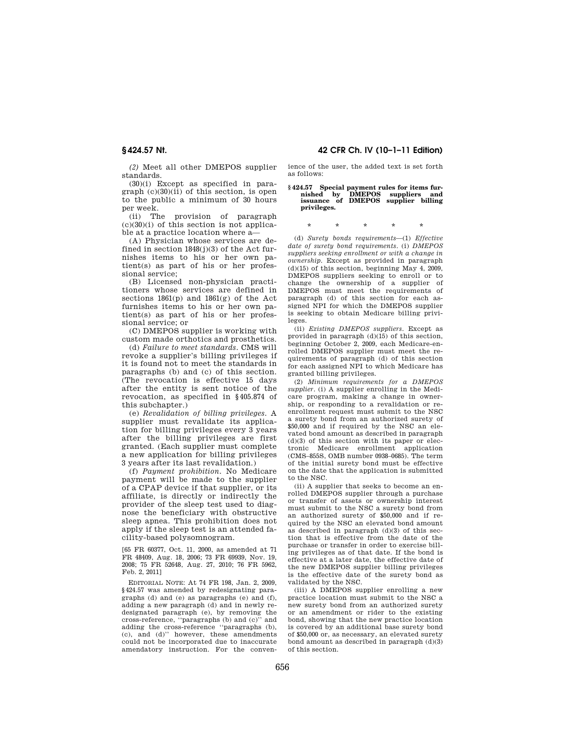*(2)* Meet all other DMEPOS supplier standards.

(30)(i) Except as specified in paragraph (c)(30)(ii) of this section, is open to the public a minimum of 30 hours per week.

(ii) The provision of paragraph (c)(30)(i) of this section is not applicable at a practice location where a—

(A) Physician whose services are defined in section 1848(j)(3) of the Act furnishes items to his or her own patient(s) as part of his or her professional service;

(B) Licensed non-physician practitioners whose services are defined in sections 1861(p) and 1861(g) of the Act furnishes items to his or her own patient(s) as part of his or her professional service; or

(C) DMEPOS supplier is working with custom made orthotics and prosthetics.

(d) *Failure to meet standards.* CMS will revoke a supplier's billing privileges if it is found not to meet the standards in paragraphs (b) and (c) of this section. (The revocation is effective 15 days after the entity is sent notice of the revocation, as specified in §405.874 of this subchapter.)

(e) *Revalidation of billing privileges.* A supplier must revalidate its application for billing privileges every 3 years after the billing privileges are first granted. (Each supplier must complete a new application for billing privileges 3 years after its last revalidation.)

(f) *Payment prohibition.* No Medicare payment will be made to the supplier of a CPAP device if that supplier, or its affiliate, is directly or indirectly the provider of the sleep test used to diagnose the beneficiary with obstructive sleep apnea. This prohibition does not apply if the sleep test is an attended facility-based polysomnogram.

[65 FR 60377, Oct. 11, 2000, as amended at 71 FR 48409, Aug. 18, 2006; 73 FR 69939, Nov. 19, 2008; 75 FR 52648, Aug. 27, 2010; 76 FR 5962, Feb. 2, 2011]

EDITORIAL NOTE: At 74 FR 198, Jan. 2, 2009, §424.57 was amended by redesignating paragraphs (d) and (e) as paragraphs (e) and (f), adding a new paragraph (d) and in newly redesignated paragraph (e), by removing the cross-reference, ''paragraphs (b) and (c)'' and adding the cross-reference ''paragraphs (b), (c), and (d)'' however, these amendments could not be incorporated due to inaccurate amendatory instruction. For the convenience of the user, the added text is set forth as follows:

**§424.57 Special payment rules for items furnished by DMEPOS suppliers and issuance of DMEPOS supplier billing privileges.**

\* \* \* \* \*

(d) *Surety bonds requirements*—(1) *Effective date of surety bond requirements.* (i) *DMEPOS suppliers seeking enrollment or with a change in ownership.* Except as provided in paragraph (d)(15) of this section, beginning May 4, 2009, DMEPOS suppliers seeking to enroll or to change the ownership of a supplier of DMEPOS must meet the requirements of paragraph (d) of this section for each assigned NPI for which the DMEPOS supplier is seeking to obtain Medicare billing privileges.

(ii) *Existing DMEPOS suppliers.* Except as provided in paragraph (d)(15) of this section, beginning October 2, 2009, each Medicare-enrolled DMEPOS supplier must meet the requirements of paragraph (d) of this section for each assigned NPI to which Medicare has granted billing privileges.

(2) *Minimum requirements for a DMEPOS supplier.* (i) A supplier enrolling in the Medicare program, making a change in ownership, or responding to a revalidation or reenrollment request must submit to the NSC a surety bond from an authorized surety of $50,000 and if required by the NSC an elevated bond amount as described in paragraph (d)(3) of this section with its paper or electronic Medicare enrollment application (CMS–855S, OMB number 0938–0685). The term of the initial surety bond must be effective on the date that the application is submitted to the NSC.

(ii) A supplier that seeks to become an enrolled DMEPOS supplier through a purchase or transfer of assets or ownership interest must submit to the NSC a surety bond from an authorized surety of $50,000 and if required by the NSC an elevated bond amount as described in paragraph (d)(3) of this section that is effective from the date of the purchase or transfer in order to exercise billing privileges as of that date. If the bond is effective at a later date, the effective date of the new DMEPOS supplier billing privileges is the effective date of the surety bond as validated by the NSC.

(iii) A DMEPOS supplier enrolling a new practice location must submit to the NSC a new surety bond from an authorized surety or an amendment or rider to the existing bond, showing that the new practice location is covered by an additional base surety bond of $50,000 or, as necessary, an elevated surety bond amount as described in paragraph (d)(3) of this section.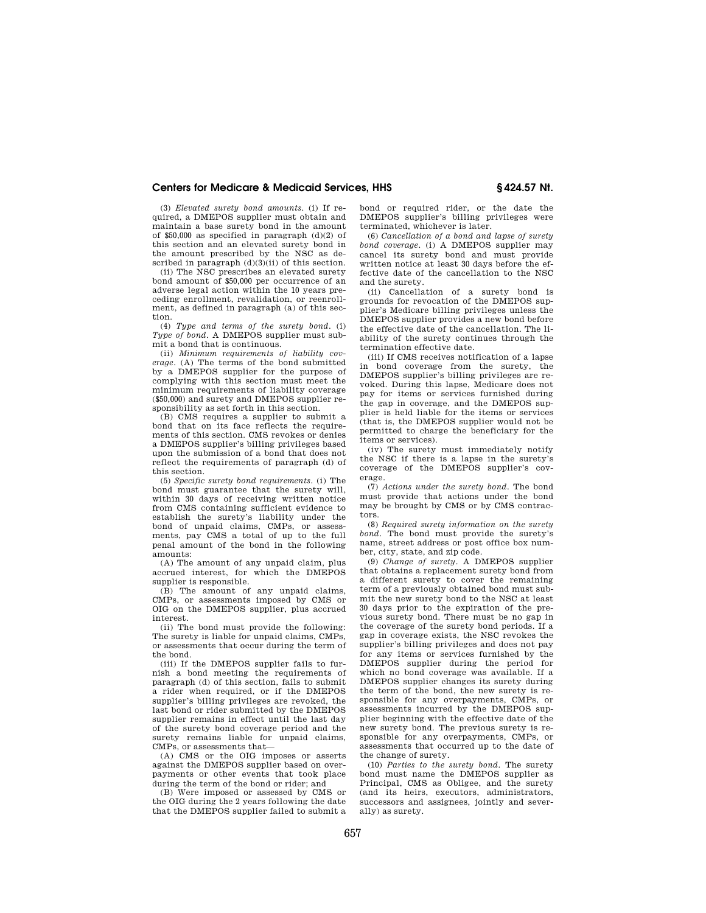(3) *Elevated surety bond amounts.* (i) If required, a DMEPOS supplier must obtain and maintain a base surety bond in the amount of $50,000 as specified in paragraph (d)(2) of this section and an elevated surety bond in the amount prescribed by the NSC as described in paragraph (d)(3)(ii) of this section.

(ii) The NSC prescribes an elevated surety bond amount of $50,000 per occurrence of an adverse legal action within the 10 years preceding enrollment, revalidation, or reenrollment, as defined in paragraph (a) of this section.

(4) *Type and terms of the surety bond.* (i) *Type of bond.* A DMEPOS supplier must submit a bond that is continuous.

(ii) *Minimum requirements of liability coverage.* (A) The terms of the bond submitted by a DMEPOS supplier for the purpose of complying with this section must meet the minimum requirements of liability coverage ($50,000) and surety and DMEPOS supplier responsibility as set forth in this section.

(B) CMS requires a supplier to submit a bond that on its face reflects the requirements of this section. CMS revokes or denies a DMEPOS supplier's billing privileges based upon the submission of a bond that does not reflect the requirements of paragraph (d) of this section.

(5) *Specific surety bond requirements.* (i) The bond must guarantee that the surety will, within 30 days of receiving written notice from CMS containing sufficient evidence to establish the surety's liability under the bond of unpaid claims, CMPs, or assessments, pay CMS a total of up to the full penal amount of the bond in the following amounts:

(A) The amount of any unpaid claim, plus accrued interest, for which the DMEPOS supplier is responsible.

(B) The amount of any unpaid claims, CMPs, or assessments imposed by CMS or OIG on the DMEPOS supplier, plus accrued interest.

(ii) The bond must provide the following: The surety is liable for unpaid claims, CMPs, or assessments that occur during the term of the bond.

(iii) If the DMEPOS supplier fails to furnish a bond meeting the requirements of paragraph (d) of this section, fails to submit a rider when required, or if the DMEPOS supplier's billing privileges are revoked, the last bond or rider submitted by the DMEPOS supplier remains in effect until the last day of the surety bond coverage period and the surety remains liable for unpaid claims, CMPs, or assessments that—

(A) CMS or the OIG imposes or asserts against the DMEPOS supplier based on overpayments or other events that took place during the term of the bond or rider; and

(B) Were imposed or assessed by CMS or the OIG during the 2 years following the date that the DMEPOS supplier failed to submit a bond or required rider, or the date the DMEPOS supplier's billing privileges were terminated, whichever is later.

(6) *Cancellation of a bond and lapse of surety bond coverage.* (i) A DMEPOS supplier may cancel its surety bond and must provide written notice at least 30 days before the effective date of the cancellation to the NSC and the surety.

(ii) Cancellation of a surety bond is grounds for revocation of the DMEPOS supplier's Medicare billing privileges unless the DMEPOS supplier provides a new bond before the effective date of the cancellation. The liability of the surety continues through the termination effective date.

(iii) If CMS receives notification of a lapse in bond coverage from the surety, the DMEPOS supplier's billing privileges are revoked. During this lapse, Medicare does not pay for items or services furnished during the gap in coverage, and the DMEPOS supplier is held liable for the items or services (that is, the DMEPOS supplier would not be permitted to charge the beneficiary for the items or services).

(iv) The surety must immediately notify the NSC if there is a lapse in the surety's coverage of the DMEPOS supplier's coverage.

(7) *Actions under the surety bond.* The bond must provide that actions under the bond may be brought by CMS or by CMS contractors.

(8) *Required surety information on the surety bond.* The bond must provide the surety's name, street address or post office box number, city, state, and zip code.

(9) *Change of surety.* A DMEPOS supplier that obtains a replacement surety bond from a different surety to cover the remaining term of a previously obtained bond must submit the new surety bond to the NSC at least 30 days prior to the expiration of the previous surety bond. There must be no gap in the coverage of the surety bond periods. If a gap in coverage exists, the NSC revokes the supplier's billing privileges and does not pay for any items or services furnished by the DMEPOS supplier during the period for which no bond coverage was available. If a DMEPOS supplier changes its surety during the term of the bond, the new surety is responsible for any overpayments, CMPs, or assessments incurred by the DMEPOS supplier beginning with the effective date of the new surety bond. The previous surety is responsible for any overpayments, CMPs, or assessments that occurred up to the date of the change of surety.

(10) *Parties to the surety bond.* The surety bond must name the DMEPOS supplier as Principal, CMS as Obligee, and the surety (and its heirs, executors, administrators, successors and assignees, jointly and severally) as surety.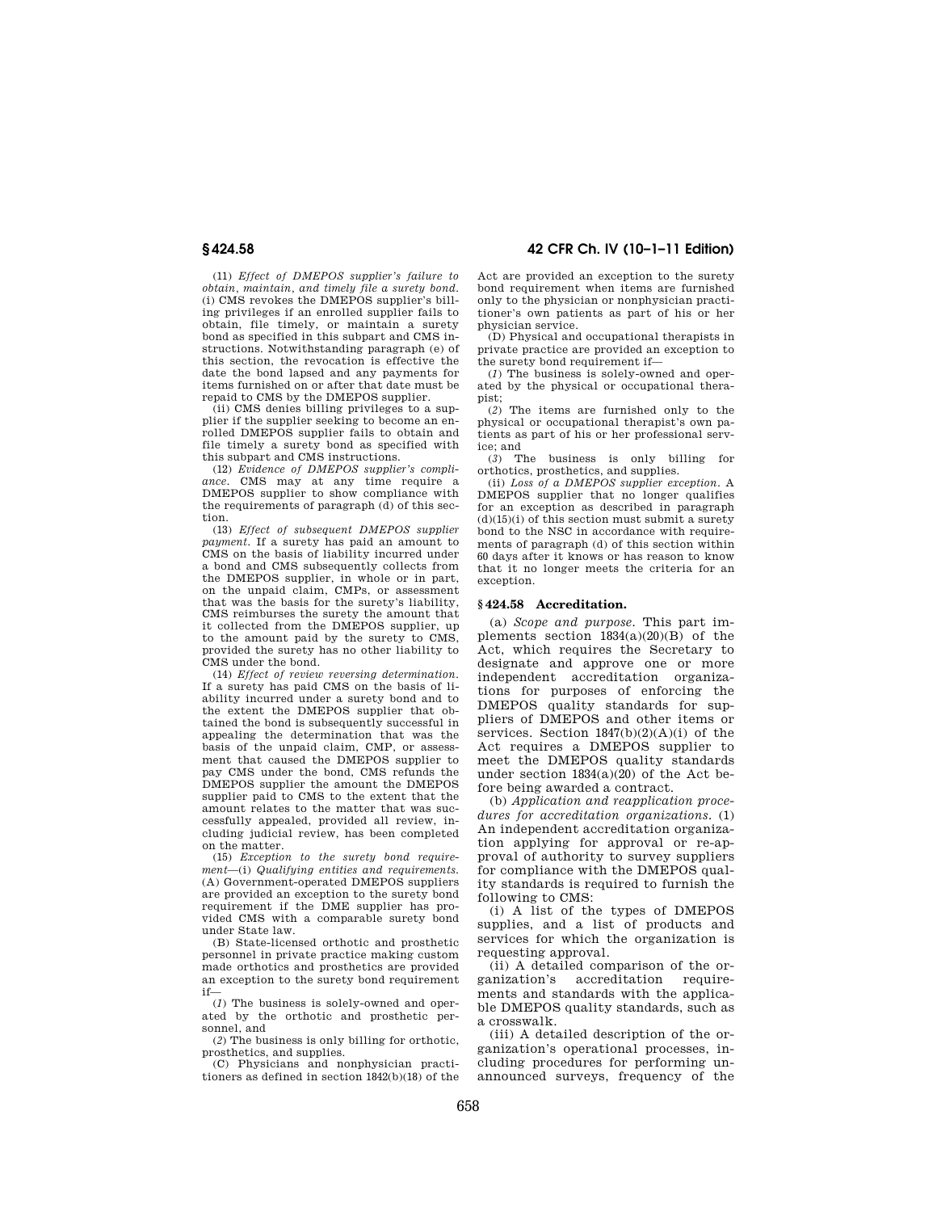(11) *Effect of DMEPOS supplier's failure to obtain, maintain, and timely file a surety bond.* (i) CMS revokes the DMEPOS supplier's billing privileges if an enrolled supplier fails to obtain, file timely, or maintain a surety bond as specified in this subpart and CMS instructions. Notwithstanding paragraph (e) of this section, the revocation is effective the date the bond lapsed and any payments for items furnished on or after that date must be repaid to CMS by the DMEPOS supplier.

(ii) CMS denies billing privileges to a supplier if the supplier seeking to become an enrolled DMEPOS supplier fails to obtain and file timely a surety bond as specified with this subpart and CMS instructions.

(12) *Evidence of DMEPOS supplier's compliance.* CMS may at any time require a DMEPOS supplier to show compliance with the requirements of paragraph (d) of this section.

(13) *Effect of subsequent DMEPOS supplier payment.* If a surety has paid an amount to CMS on the basis of liability incurred under a bond and CMS subsequently collects from the DMEPOS supplier, in whole or in part, on the unpaid claim, CMPs, or assessment that was the basis for the surety's liability, CMS reimburses the surety the amount that it collected from the DMEPOS supplier, up to the amount paid by the surety to CMS, provided the surety has no other liability to CMS under the bond.

(14) *Effect of review reversing determination.* If a surety has paid CMS on the basis of liability incurred under a surety bond and to the extent the DMEPOS supplier that obtained the bond is subsequently successful in appealing the determination that was the basis of the unpaid claim, CMP, or assessment that caused the DMEPOS supplier to pay CMS under the bond, CMS refunds the DMEPOS supplier the amount the DMEPOS supplier paid to CMS to the extent that the amount relates to the matter that was successfully appealed, provided all review, including judicial review, has been completed on the matter.

(15) *Exception to the surety bond requirement*—(i) *Qualifying entities and requirements.* (A) Government-operated DMEPOS suppliers are provided an exception to the surety bond requirement if the DME supplier has provided CMS with a comparable surety bond under State law.

(B) State-licensed orthotic and prosthetic personnel in private practice making custom made orthotics and prosthetics are provided an exception to the surety bond requirement if—

(*1*) The business is solely-owned and operated by the orthotic and prosthetic personnel, and

(*2*) The business is only billing for orthotic, prosthetics, and supplies.

(C) Physicians and nonphysician practitioners as defined in section 1842(b)(18) of the Act are provided an exception to the surety bond requirement when items are furnished only to the physician or nonphysician practitioner's own patients as part of his or her physician service.

(D) Physical and occupational therapists in private practice are provided an exception to the surety bond requirement if—

(*1*) The business is solely-owned and operated by the physical or occupational therapist;

(*2*) The items are furnished only to the physical or occupational therapist's own patients as part of his or her professional service; and

(*3*) The business is only billing for orthotics, prosthetics, and supplies.

(ii) *Loss of a DMEPOS supplier exception.* A DMEPOS supplier that no longer qualifies for an exception as described in paragraph (d)(15)(i) of this section must submit a surety bond to the NSC in accordance with requirements of paragraph (d) of this section within 60 days after it knows or has reason to know that it no longer meets the criteria for an exception.

## § 424.58 Accreditation.

(a) *Scope and purpose.* This part implements section 1834(a)(20)(B) of the Act, which requires the Secretary to designate and approve one or more independent accreditation organizations for purposes of enforcing the DMEPOS quality standards for suppliers of DMEPOS and other items or services. Section 1847(b)(2)(A)(i) of the Act requires a DMEPOS supplier to meet the DMEPOS quality standards under section 1834(a)(20) of the Act before being awarded a contract.

(b) *Application and reapplication procedures for accreditation organizations.* (1) An independent accreditation organization applying for approval or re-approval of authority to survey suppliers for compliance with the DMEPOS quality standards is required to furnish the following to CMS:

(i) A list of the types of DMEPOS supplies, and a list of products and services for which the organization is requesting approval.

(ii) A detailed comparison of the organization's accreditation requirements and standards with the applicable DMEPOS quality standards, such as a crosswalk.

(iii) A detailed description of the organization's operational processes, including procedures for performing unannounced surveys, frequency of the